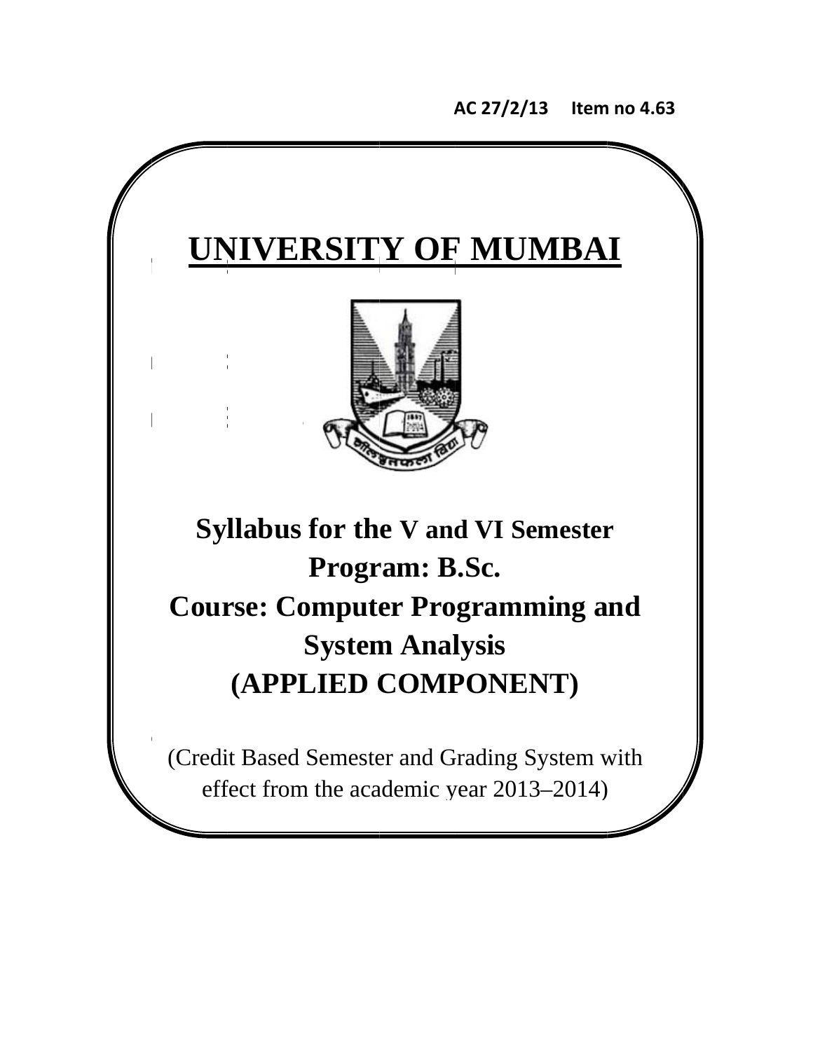AC 27/2/13 Item no 4.63

# UNIVERSITY OF MUMBAI

## Syllabus for the V and VI Semester

## Program: B.Sc.

## Course: Computer Programming and System Analysis

## (APPLIED COMPONENT)

(Credit Based Semester and Grading System with effect from the academic year 2013–2014)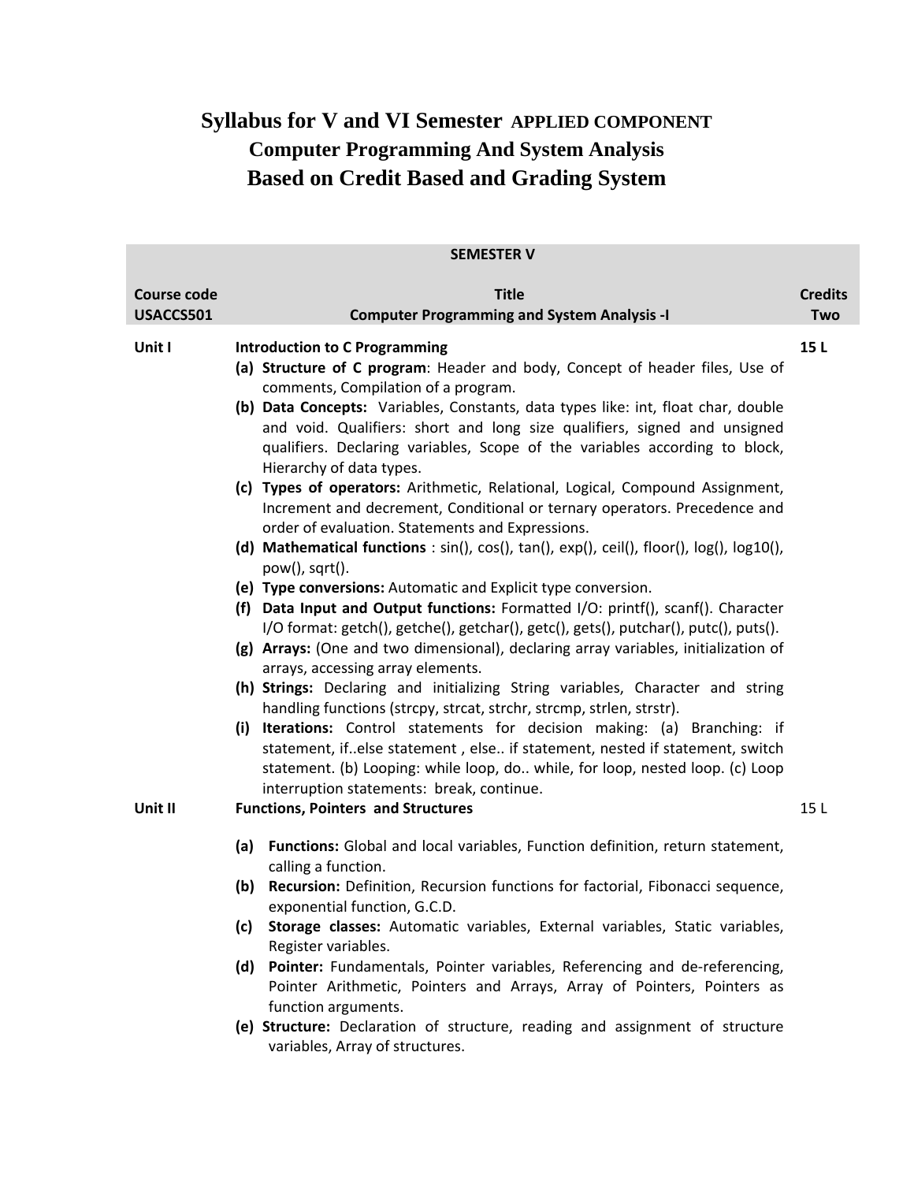# Syllabus for V and VI Semester APPLIED COMPONENT
# Computer Programming And System Analysis
# Based on Credit Based and Grading System

| SEMESTER V | | |
|---|---|---|
| **Course code**<br>**USACCS501** | **Title**<br>**Computer Programming and System Analysis -I** | **Credits**<br>**Two** |
| **Unit I** | **Introduction to C Programming**<br>**(a) Structure of C program**: Header and body, Concept of header files, Use of comments, Compilation of a program.<br>**(b) Data Concepts:** Variables, Constants, data types like: int, float char, double and void. Qualifiers: short and long size qualifiers, signed and unsigned qualifiers. Declaring variables, Scope of the variables according to block, Hierarchy of data types.<br>**(c) Types of operators:** Arithmetic, Relational, Logical, Compound Assignment, Increment and decrement, Conditional or ternary operators. Precedence and order of evaluation. Statements and Expressions.<br>**(d) Mathematical functions** : sin(), cos(), tan(), exp(), ceil(), floor(), log(), log10(), pow(), sqrt().<br>**(e) Type conversions:** Automatic and Explicit type conversion.<br>**(f) Data Input and Output functions:** Formatted I/O: printf(), scanf(). Character I/O format: getch(), getche(), getchar(), getc(), gets(), putchar(), putc(), puts().<br>**(g) Arrays:** (One and two dimensional), declaring array variables, initialization of arrays, accessing array elements.<br>**(h) Strings:** Declaring and initializing String variables, Character and string handling functions (strcpy, strcat, strchr, strcmp, strlen, strstr).<br>**(i) Iterations:** Control statements for decision making: (a) Branching: if statement, if..else statement , else.. if statement, nested if statement, switch statement. (b) Looping: while loop, do.. while, for loop, nested loop. (c) Loop interruption statements: break, continue. | **15 L** |
| **Unit II** | **Functions, Pointers and Structures**<br>**(a) Functions:** Global and local variables, Function definition, return statement, calling a function.<br>**(b) Recursion:** Definition, Recursion functions for factorial, Fibonacci sequence, exponential function, G.C.D.<br>**(c) Storage classes:** Automatic variables, External variables, Static variables, Register variables.<br>**(d) Pointer:** Fundamentals, Pointer variables, Referencing and de-referencing, Pointer Arithmetic, Pointers and Arrays, Array of Pointers, Pointers as function arguments.<br>**(e) Structure:** Declaration of structure, reading and assignment of structure variables, Array of structures. | 15 L |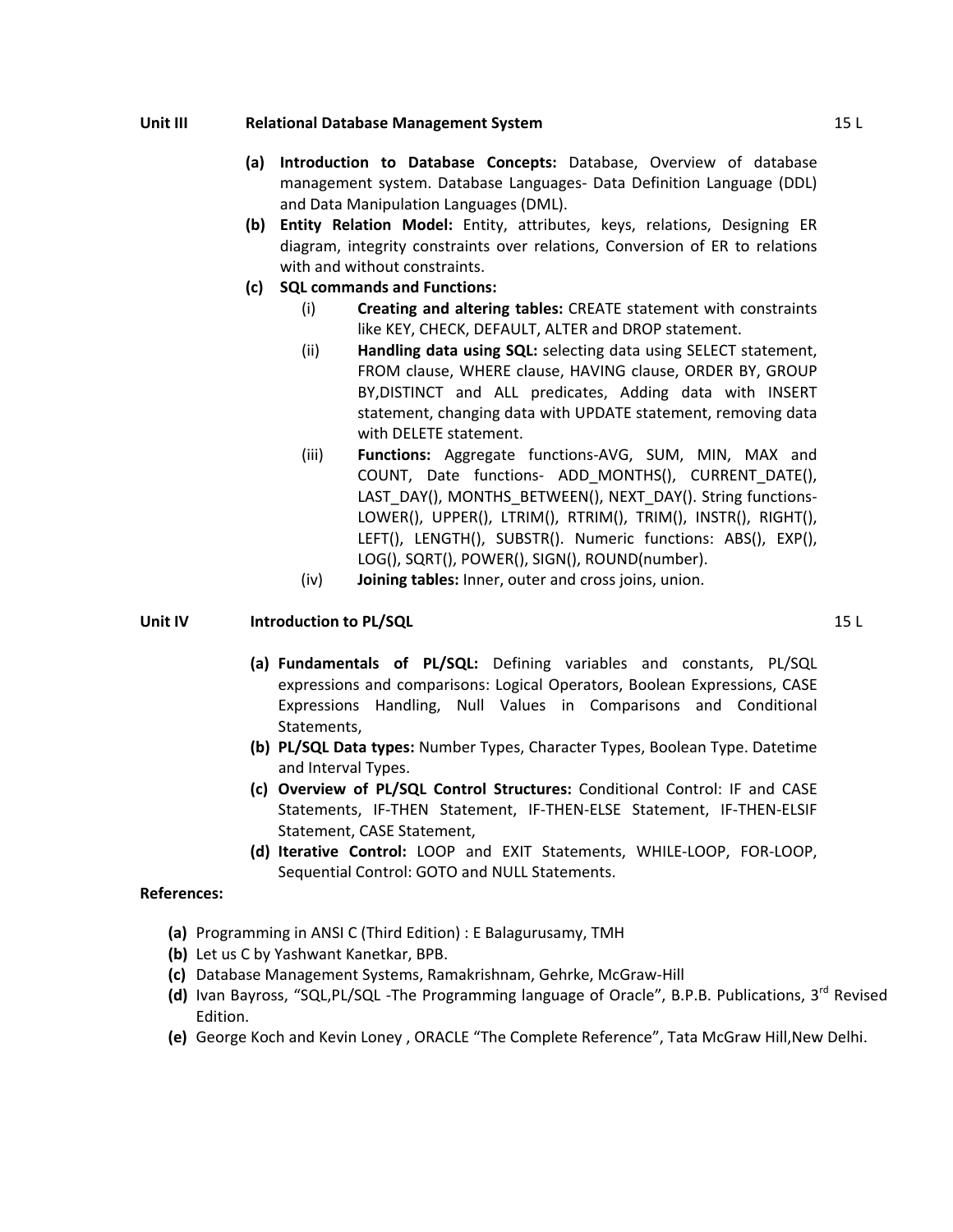**Unit III** **Relational Database Management System** 15 L

- **(a) Introduction to Database Concepts:** Database, Overview of database management system. Database Languages- Data Definition Language (DDL) and Data Manipulation Languages (DML).
- **(b) Entity Relation Model:** Entity, attributes, keys, relations, Designing ER diagram, integrity constraints over relations, Conversion of ER to relations with and without constraints.
- **(c) SQL commands and Functions:**
  - (i) **Creating and altering tables:** CREATE statement with constraints like KEY, CHECK, DEFAULT, ALTER and DROP statement.
  - (ii) **Handling data using SQL:** selecting data using SELECT statement, FROM clause, WHERE clause, HAVING clause, ORDER BY, GROUP BY,DISTINCT and ALL predicates, Adding data with INSERT statement, changing data with UPDATE statement, removing data with DELETE statement.
  - (iii) **Functions:** Aggregate functions-AVG, SUM, MIN, MAX and COUNT, Date functions- ADD_MONTHS(), CURRENT_DATE(), LAST_DAY(), MONTHS_BETWEEN(), NEXT_DAY(). String functions- LOWER(), UPPER(), LTRIM(), RTRIM(), TRIM(), INSTR(), RIGHT(), LEFT(), LENGTH(), SUBSTR(). Numeric functions: ABS(), EXP(), LOG(), SQRT(), POWER(), SIGN(), ROUND(number).
  - (iv) **Joining tables:** Inner, outer and cross joins, union.

**Unit IV** **Introduction to PL/SQL** 15 L

- **(a) Fundamentals of PL/SQL:** Defining variables and constants, PL/SQL expressions and comparisons: Logical Operators, Boolean Expressions, CASE Expressions Handling, Null Values in Comparisons and Conditional Statements,
- **(b) PL/SQL Data types:** Number Types, Character Types, Boolean Type. Datetime and Interval Types.
- **(c) Overview of PL/SQL Control Structures:** Conditional Control: IF and CASE Statements, IF-THEN Statement, IF-THEN-ELSE Statement, IF-THEN-ELSIF Statement, CASE Statement,
- **(d) Iterative Control:** LOOP and EXIT Statements, WHILE-LOOP, FOR-LOOP, Sequential Control: GOTO and NULL Statements.

**References:**

- **(a)** Programming in ANSI C (Third Edition) : E Balagurusamy, TMH
- **(b)** Let us C by Yashwant Kanetkar, BPB.
- **(c)** Database Management Systems, Ramakrishnam, Gehrke, McGraw-Hill
- **(d)** Ivan Bayross, "SQL,PL/SQL -The Programming language of Oracle", B.P.B. Publications, 3rd Revised Edition.
- **(e)** George Koch and Kevin Loney , ORACLE "The Complete Reference", Tata McGraw Hill,New Delhi.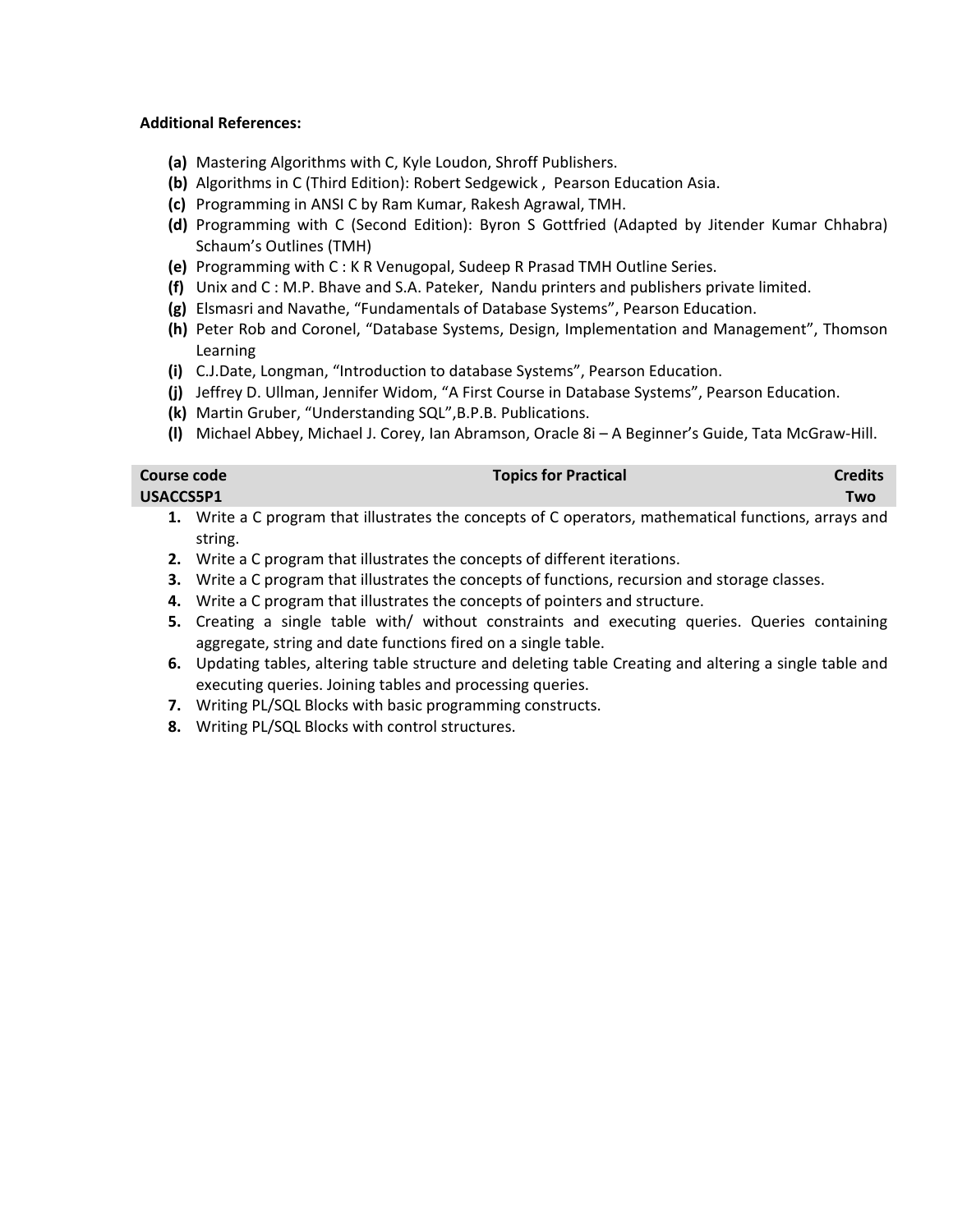**Additional References:**

- **(a)** Mastering Algorithms with C, Kyle Loudon, Shroff Publishers.
- **(b)** Algorithms in C (Third Edition): Robert Sedgewick , Pearson Education Asia.
- **(c)** Programming in ANSI C by Ram Kumar, Rakesh Agrawal, TMH.
- **(d)** Programming with C (Second Edition): Byron S Gottfried (Adapted by Jitender Kumar Chhabra) Schaum's Outlines (TMH)
- **(e)** Programming with C : K R Venugopal, Sudeep R Prasad TMH Outline Series.
- **(f)** Unix and C : M.P. Bhave and S.A. Pateker, Nandu printers and publishers private limited.
- **(g)** Elsmasri and Navathe, "Fundamentals of Database Systems", Pearson Education.
- **(h)** Peter Rob and Coronel, "Database Systems, Design, Implementation and Management", Thomson Learning
- **(i)** C.J.Date, Longman, "Introduction to database Systems", Pearson Education.
- **(j)** Jeffrey D. Ullman, Jennifer Widom, "A First Course in Database Systems", Pearson Education.
- **(k)** Martin Gruber, "Understanding SQL",B.P.B. Publications.
- **(l)** Michael Abbey, Michael J. Corey, Ian Abramson, Oracle 8i – A Beginner's Guide, Tata McGraw-Hill.

| **Course code** | **Topics for Practical** | **Credits** |
|---|---|---|
| **USACCS5P1** | | **Two** |

1. Write a C program that illustrates the concepts of C operators, mathematical functions, arrays and string.
2. Write a C program that illustrates the concepts of different iterations.
3. Write a C program that illustrates the concepts of functions, recursion and storage classes.
4. Write a C program that illustrates the concepts of pointers and structure.
5. Creating a single table with/ without constraints and executing queries. Queries containing aggregate, string and date functions fired on a single table.
6. Updating tables, altering table structure and deleting table Creating and altering a single table and executing queries. Joining tables and processing queries.
7. Writing PL/SQL Blocks with basic programming constructs.
8. Writing PL/SQL Blocks with control structures.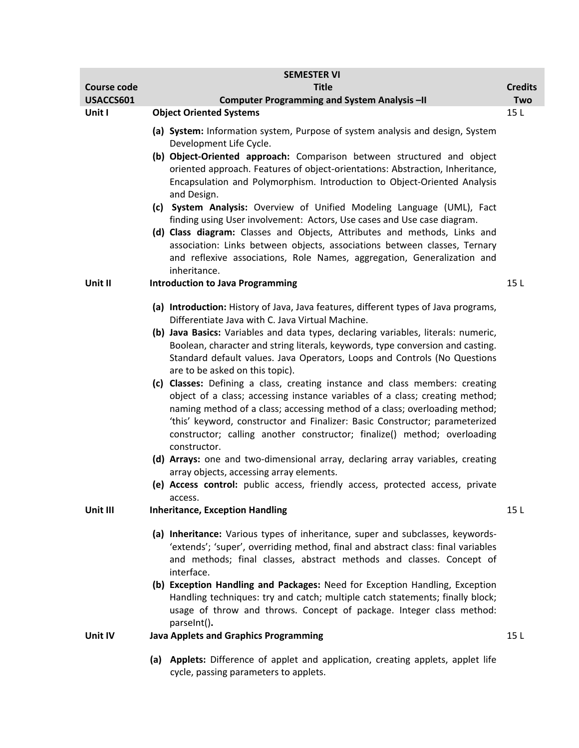| | SEMESTER VI | |
|---|---|---|
| **Course code** | **Title** | **Credits** |
| **USACCS601** | **Computer Programming and System Analysis –II** | **Two** |
| **Unit I** | **Object Oriented Systems** | 15 L |
| | **(a) System:** Information system, Purpose of system analysis and design, System Development Life Cycle.<br>**(b) Object-Oriented approach:** Comparison between structured and object oriented approach. Features of object-orientations: Abstraction, Inheritance, Encapsulation and Polymorphism. Introduction to Object-Oriented Analysis and Design.<br>**(c) System Analysis:** Overview of Unified Modeling Language (UML), Fact finding using User involvement: Actors, Use cases and Use case diagram.<br>**(d) Class diagram:** Classes and Objects, Attributes and methods, Links and association: Links between objects, associations between classes, Ternary and reflexive associations, Role Names, aggregation, Generalization and inheritance. | |
| **Unit II** | **Introduction to Java Programming** | 15 L |
| | **(a) Introduction:** History of Java, Java features, different types of Java programs, Differentiate Java with C. Java Virtual Machine.<br>**(b) Java Basics:** Variables and data types, declaring variables, literals: numeric, Boolean, character and string literals, keywords, type conversion and casting. Standard default values. Java Operators, Loops and Controls (No Questions are to be asked on this topic).<br>**(c) Classes:** Defining a class, creating instance and class members: creating object of a class; accessing instance variables of a class; creating method; naming method of a class; accessing method of a class; overloading method; 'this' keyword, constructor and Finalizer: Basic Constructor; parameterized constructor; calling another constructor; finalize() method; overloading constructor.<br>**(d) Arrays:** one and two-dimensional array, declaring array variables, creating array objects, accessing array elements.<br>**(e) Access control:** public access, friendly access, protected access, private access. | |
| **Unit III** | **Inheritance, Exception Handling** | 15 L |
| | **(a) Inheritance:** Various types of inheritance, super and subclasses, keywords- 'extends'; 'super', overriding method, final and abstract class: final variables and methods; final classes, abstract methods and classes. Concept of interface.<br>**(b) Exception Handling and Packages:** Need for Exception Handling, Exception Handling techniques: try and catch; multiple catch statements; finally block; usage of throw and throws. Concept of package. Integer class method: parseInt()**.** | |
| **Unit IV** | **Java Applets and Graphics Programming** | 15 L |
| | **(a) Applets:** Difference of applet and application, creating applets, applet life cycle, passing parameters to applets. | |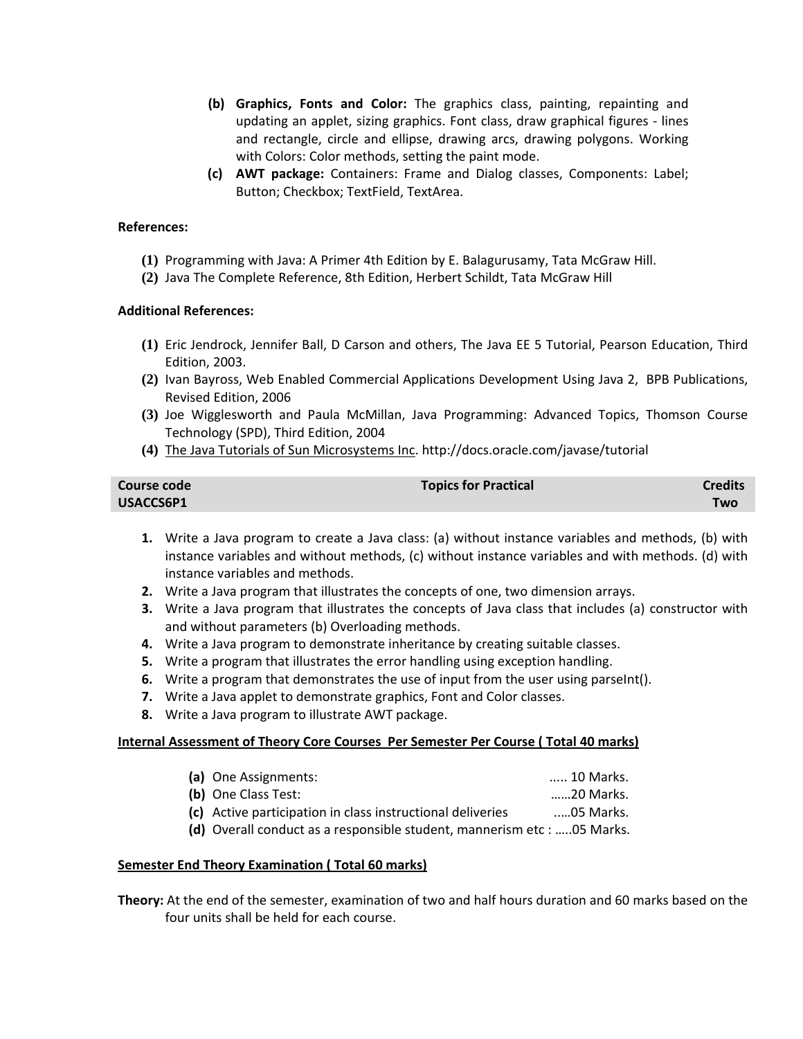- **(b) Graphics, Fonts and Color:** The graphics class, painting, repainting and updating an applet, sizing graphics. Font class, draw graphical figures - lines and rectangle, circle and ellipse, drawing arcs, drawing polygons. Working with Colors: Color methods, setting the paint mode.
- **(c) AWT package:** Containers: Frame and Dialog classes, Components: Label; Button; Checkbox; TextField, TextArea.

**References:**

1. Programming with Java: A Primer 4th Edition by E. Balagurusamy, Tata McGraw Hill.
2. Java The Complete Reference, 8th Edition, Herbert Schildt, Tata McGraw Hill

**Additional References:**

1. Eric Jendrock, Jennifer Ball, D Carson and others, The Java EE 5 Tutorial, Pearson Education, Third Edition, 2003.
2. Ivan Bayross, Web Enabled Commercial Applications Development Using Java 2, BPB Publications, Revised Edition, 2006
3. Joe Wigglesworth and Paula McMillan, Java Programming: Advanced Topics, Thomson Course Technology (SPD), Third Edition, 2004
4. The Java Tutorials of Sun Microsystems Inc. http://docs.oracle.com/javase/tutorial

| Course code | Topics for Practical | Credits |
|---|---|---|
| USACCS6P1 | | Two |

1. Write a Java program to create a Java class: (a) without instance variables and methods, (b) with instance variables and without methods, (c) without instance variables and with methods. (d) with instance variables and methods.
2. Write a Java program that illustrates the concepts of one, two dimension arrays.
3. Write a Java program that illustrates the concepts of Java class that includes (a) constructor with and without parameters (b) Overloading methods.
4. Write a Java program to demonstrate inheritance by creating suitable classes.
5. Write a program that illustrates the error handling using exception handling.
6. Write a program that demonstrates the use of input from the user using parseInt().
7. Write a Java applet to demonstrate graphics, Font and Color classes.
8. Write a Java program to illustrate AWT package.

**Internal Assessment of Theory Core Courses Per Semester Per Course ( Total 40 marks)**

- **(a)** One Assignments: ..... 10 Marks.
- **(b)** One Class Test: ……20 Marks.
- **(c)** Active participation in class instructional deliveries .….05 Marks.
- **(d)** Overall conduct as a responsible student, mannerism etc : …..05 Marks.

**Semester End Theory Examination ( Total 60 marks)**

**Theory:** At the end of the semester, examination of two and half hours duration and 60 marks based on the four units shall be held for each course.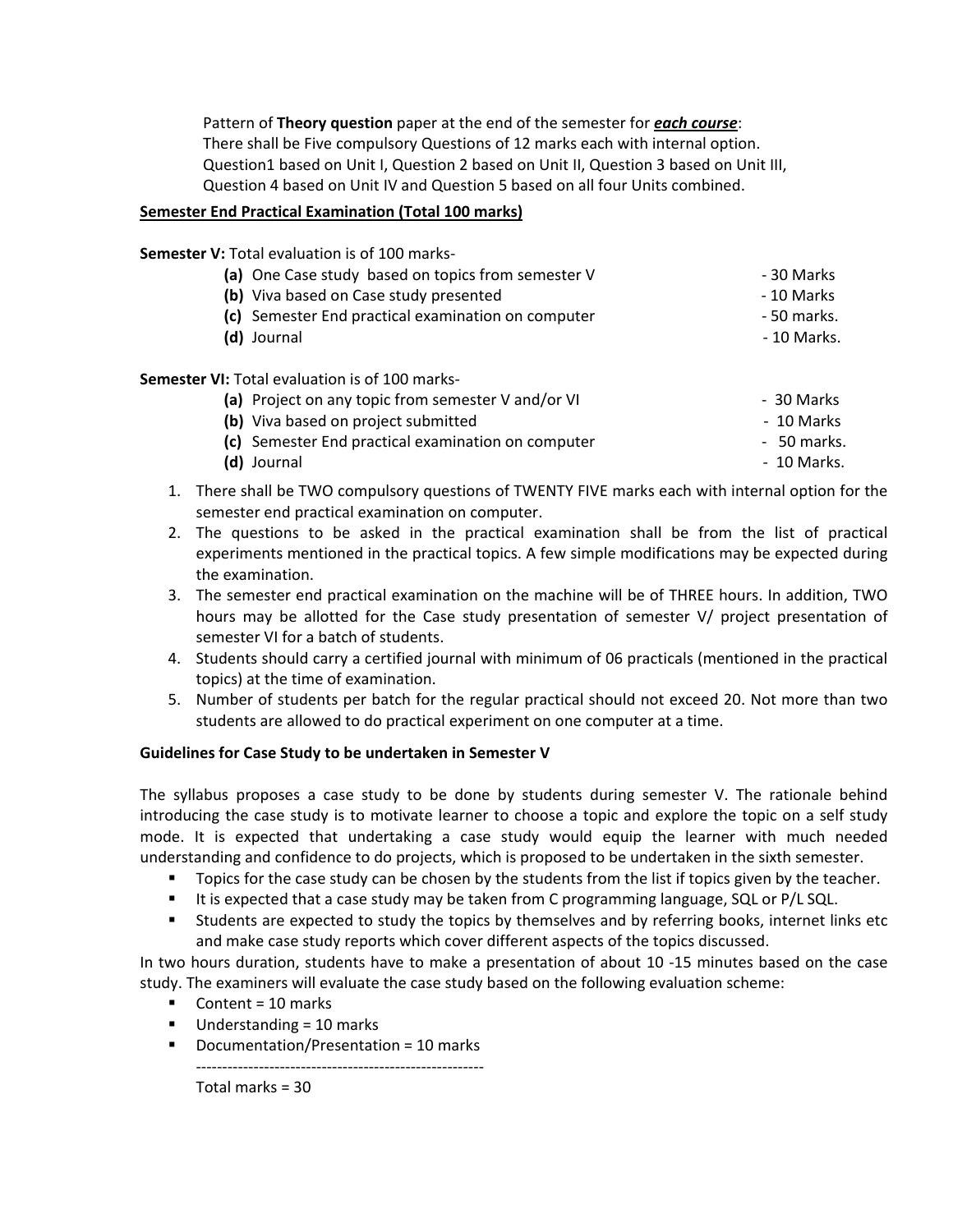Pattern of **Theory question** paper at the end of the semester for ***each course***:
There shall be Five compulsory Questions of 12 marks each with internal option.
Question1 based on Unit I, Question 2 based on Unit II, Question 3 based on Unit III, Question 4 based on Unit IV and Question 5 based on all four Units combined.

**Semester End Practical Examination (Total 100 marks)**

**Semester V:** Total evaluation is of 100 marks-

- **(a)** One Case study based on topics from semester V - 30 Marks
- **(b)** Viva based on Case study presented - 10 Marks
- **(c)** Semester End practical examination on computer - 50 marks.
- **(d)** Journal - 10 Marks.

**Semester VI:** Total evaluation is of 100 marks-

- **(a)** Project on any topic from semester V and/or VI - 30 Marks
- **(b)** Viva based on project submitted - 10 Marks
- **(c)** Semester End practical examination on computer - 50 marks.
- **(d)** Journal - 10 Marks.

1. There shall be TWO compulsory questions of TWENTY FIVE marks each with internal option for the semester end practical examination on computer.
2. The questions to be asked in the practical examination shall be from the list of practical experiments mentioned in the practical topics. A few simple modifications may be expected during the examination.
3. The semester end practical examination on the machine will be of THREE hours. In addition, TWO hours may be allotted for the Case study presentation of semester V/ project presentation of semester VI for a batch of students.
4. Students should carry a certified journal with minimum of 06 practicals (mentioned in the practical topics) at the time of examination.
5. Number of students per batch for the regular practical should not exceed 20. Not more than two students are allowed to do practical experiment on one computer at a time.

**Guidelines for Case Study to be undertaken in Semester V**

The syllabus proposes a case study to be done by students during semester V. The rationale behind introducing the case study is to motivate learner to choose a topic and explore the topic on a self study mode. It is expected that undertaking a case study would equip the learner with much needed understanding and confidence to do projects, which is proposed to be undertaken in the sixth semester.

- Topics for the case study can be chosen by the students from the list if topics given by the teacher.
- It is expected that a case study may be taken from C programming language, SQL or P/L SQL.
- Students are expected to study the topics by themselves and by referring books, internet links etc and make case study reports which cover different aspects of the topics discussed.

In two hours duration, students have to make a presentation of about 10 -15 minutes based on the case study. The examiners will evaluate the case study based on the following evaluation scheme:

- Content = 10 marks
- Understanding = 10 marks
- Documentation/Presentation = 10 marks

-------------------------------------------------------

Total marks = 30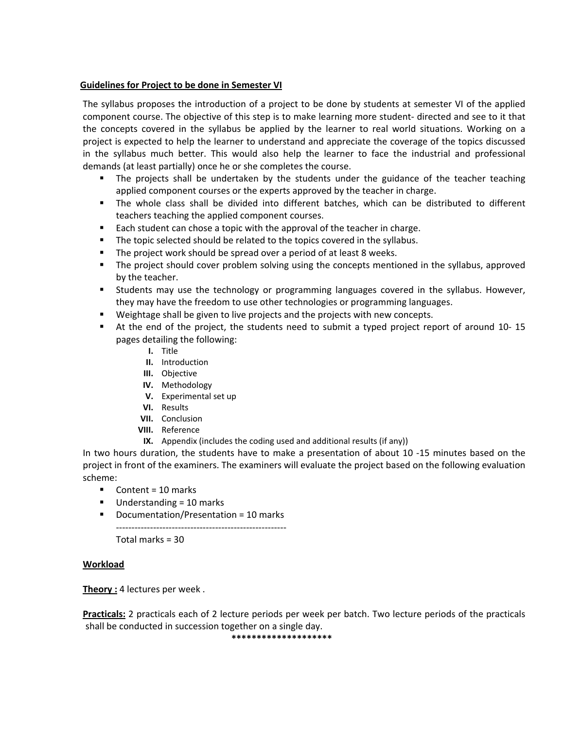**Guidelines for Project to be done in Semester VI**

The syllabus proposes the introduction of a project to be done by students at semester VI of the applied component course. The objective of this step is to make learning more student- directed and see to it that the concepts covered in the syllabus be applied by the learner to real world situations. Working on a project is expected to help the learner to understand and appreciate the coverage of the topics discussed in the syllabus much better. This would also help the learner to face the industrial and professional demands (at least partially) once he or she completes the course.

- The projects shall be undertaken by the students under the guidance of the teacher teaching applied component courses or the experts approved by the teacher in charge.
- The whole class shall be divided into different batches, which can be distributed to different teachers teaching the applied component courses.
- Each student can chose a topic with the approval of the teacher in charge.
- The topic selected should be related to the topics covered in the syllabus.
- The project work should be spread over a period of at least 8 weeks.
- The project should cover problem solving using the concepts mentioned in the syllabus, approved by the teacher.
- Students may use the technology or programming languages covered in the syllabus. However, they may have the freedom to use other technologies or programming languages.
- Weightage shall be given to live projects and the projects with new concepts.
- At the end of the project, the students need to submit a typed project report of around 10- 15 pages detailing the following:
  - **I.** Title
  - **II.** Introduction
  - **III.** Objective
  - **IV.** Methodology
  - **V.** Experimental set up
  - **VI.** Results
  - **VII.** Conclusion
  - **VIII.** Reference
  - **IX.** Appendix (includes the coding used and additional results (if any))

In two hours duration, the students have to make a presentation of about 10 -15 minutes based on the project in front of the examiners. The examiners will evaluate the project based on the following evaluation scheme:

- Content = 10 marks
- Understanding = 10 marks
- Documentation/Presentation = 10 marks

-------------------------------------------------------

Total marks = 30

**Workload**

**Theory :** 4 lectures per week .

**Practicals:** 2 practicals each of 2 lecture periods per week per batch. Two lecture periods of the practicals shall be conducted in succession together on a single day.

********************